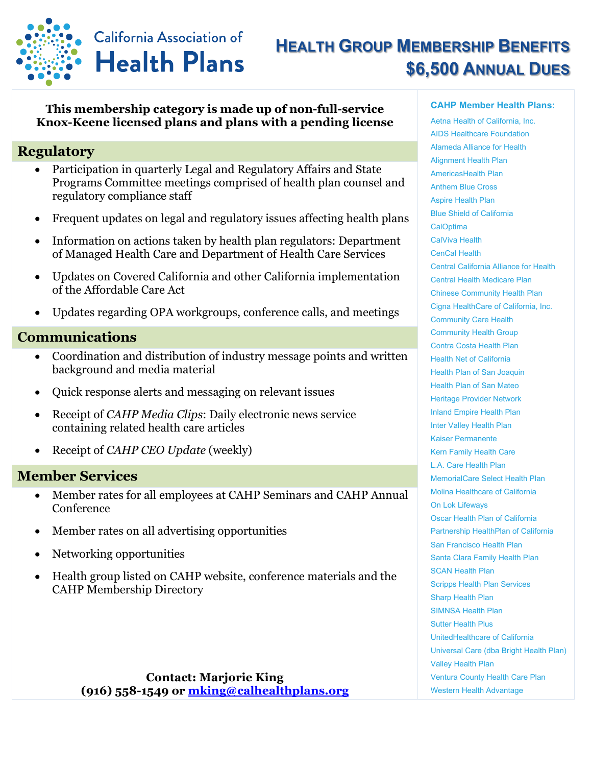California Association of Health Plans

# Health Group Membership Benefits
## $6,500 Annual Dues

**This membership category is made up of non-full-service Knox-Keene licensed plans and plans with a pending license**

## Regulatory

- Participation in quarterly Legal and Regulatory Affairs and State Programs Committee meetings comprised of health plan counsel and regulatory compliance staff
- Frequent updates on legal and regulatory issues affecting health plans
- Information on actions taken by health plan regulators: Department of Managed Health Care and Department of Health Care Services
- Updates on Covered California and other California implementation of the Affordable Care Act
- Updates regarding OPA workgroups, conference calls, and meetings

## Communications

- Coordination and distribution of industry message points and written background and media material
- Quick response alerts and messaging on relevant issues
- Receipt of *CAHP Media Clips*: Daily electronic news service containing related health care articles
- Receipt of *CAHP CEO Update* (weekly)

## Member Services

- Member rates for all employees at CAHP Seminars and CAHP Annual Conference
- Member rates on all advertising opportunities
- Networking opportunities
- Health group listed on CAHP website, conference materials and the CAHP Membership Directory

**Contact: Marjorie King**
**(916) 558-1549 or [mking@calhealthplans.org](mailto:mking@calhealthplans.org)**

### CAHP Member Health Plans:

- Aetna Health of California, Inc.
- AIDS Healthcare Foundation
- Alameda Alliance for Health
- Alignment Health Plan
- AmericasHealth Plan
- Anthem Blue Cross
- Aspire Health Plan
- Blue Shield of California
- CalOptima
- CalViva Health
- CenCal Health
- Central California Alliance for Health
- Central Health Medicare Plan
- Chinese Community Health Plan
- Cigna HealthCare of California, Inc.
- Community Care Health
- Community Health Group
- Contra Costa Health Plan
- Health Net of California
- Health Plan of San Joaquin
- Health Plan of San Mateo
- Heritage Provider Network
- Inland Empire Health Plan
- Inter Valley Health Plan
- Kaiser Permanente
- Kern Family Health Care
- L.A. Care Health Plan
- MemorialCare Select Health Plan
- Molina Healthcare of California
- On Lok Lifeways
- Oscar Health Plan of California
- Partnership HealthPlan of California
- San Francisco Health Plan
- Santa Clara Family Health Plan
- SCAN Health Plan
- Scripps Health Plan Services
- Sharp Health Plan
- SIMNSA Health Plan
- Sutter Health Plus
- UnitedHealthcare of California
- Universal Care (dba Bright Health Plan)
- Valley Health Plan
- Ventura County Health Care Plan
- Western Health Advantage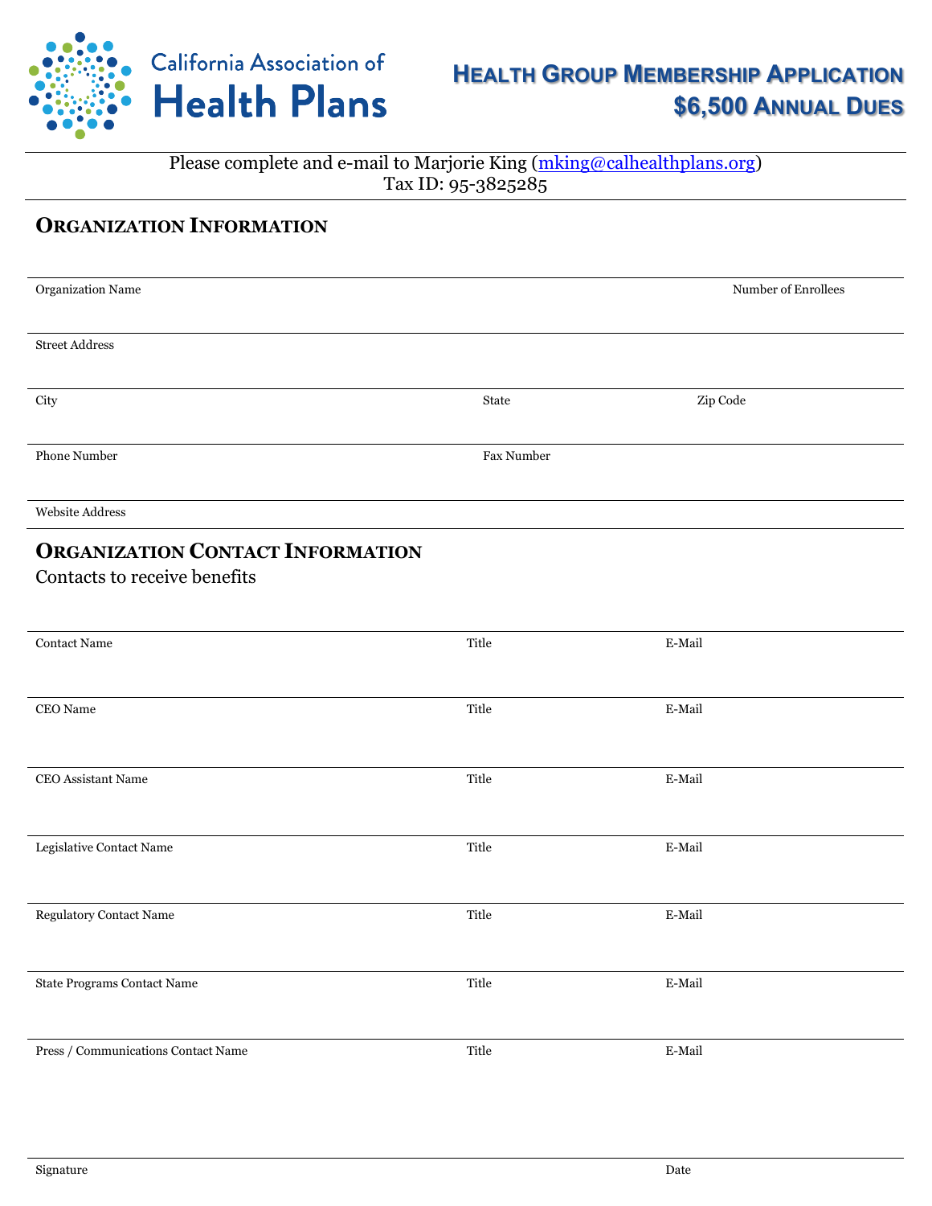California Association of Health Plans

# Health Group Membership Application

## $6,500 Annual Dues

Please complete and e-mail to Marjorie King (mking@calhealthplans.org)
Tax ID: 95-3825285

## Organization Information

| | |
|---|---|
| Organization Name | Number of Enrollees |

Street Address

| | | |
|---|---|---|
| City | State | Zip Code |

| | |
|---|---|
| Phone Number | Fax Number |

Website Address

## Organization Contact Information

Contacts to receive benefits

| | | |
|---|---|---|
| Contact Name | Title | E-Mail |
| CEO Name | Title | E-Mail |
| CEO Assistant Name | Title | E-Mail |
| Legislative Contact Name | Title | E-Mail |
| Regulatory Contact Name | Title | E-Mail |
| State Programs Contact Name | Title | E-Mail |
| Press / Communications Contact Name | Title | E-Mail |

| | |
|---|---|
| Signature | Date |